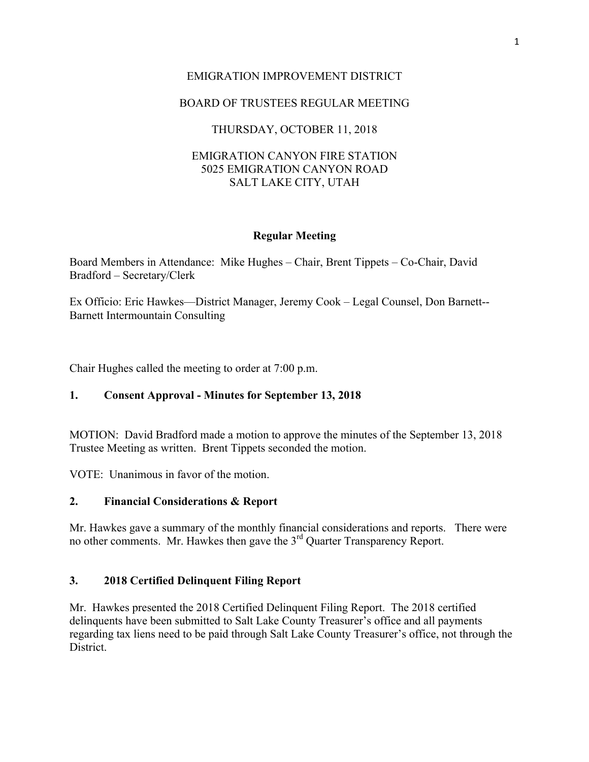EMIGRATION IMPROVEMENT DISTRICT

BOARD OF TRUSTEES REGULAR MEETING

THURSDAY, OCTOBER 11, 2018

EMIGRATION CANYON FIRE STATION
5025 EMIGRATION CANYON ROAD
SALT LAKE CITY, UTAH

**Regular Meeting**

Board Members in Attendance: Mike Hughes – Chair, Brent Tippets – Co-Chair, David Bradford – Secretary/Clerk

Ex Officio: Eric Hawkes—District Manager, Jeremy Cook – Legal Counsel, Don Barnett--Barnett Intermountain Consulting

Chair Hughes called the meeting to order at 7:00 p.m.

## 1. Consent Approval - Minutes for September 13, 2018

MOTION: David Bradford made a motion to approve the minutes of the September 13, 2018 Trustee Meeting as written. Brent Tippets seconded the motion.

VOTE: Unanimous in favor of the motion.

## 2. Financial Considerations & Report

Mr. Hawkes gave a summary of the monthly financial considerations and reports. There were no other comments. Mr. Hawkes then gave the 3rd Quarter Transparency Report.

## 3. 2018 Certified Delinquent Filing Report

Mr. Hawkes presented the 2018 Certified Delinquent Filing Report. The 2018 certified delinquents have been submitted to Salt Lake County Treasurer's office and all payments regarding tax liens need to be paid through Salt Lake County Treasurer's office, not through the District.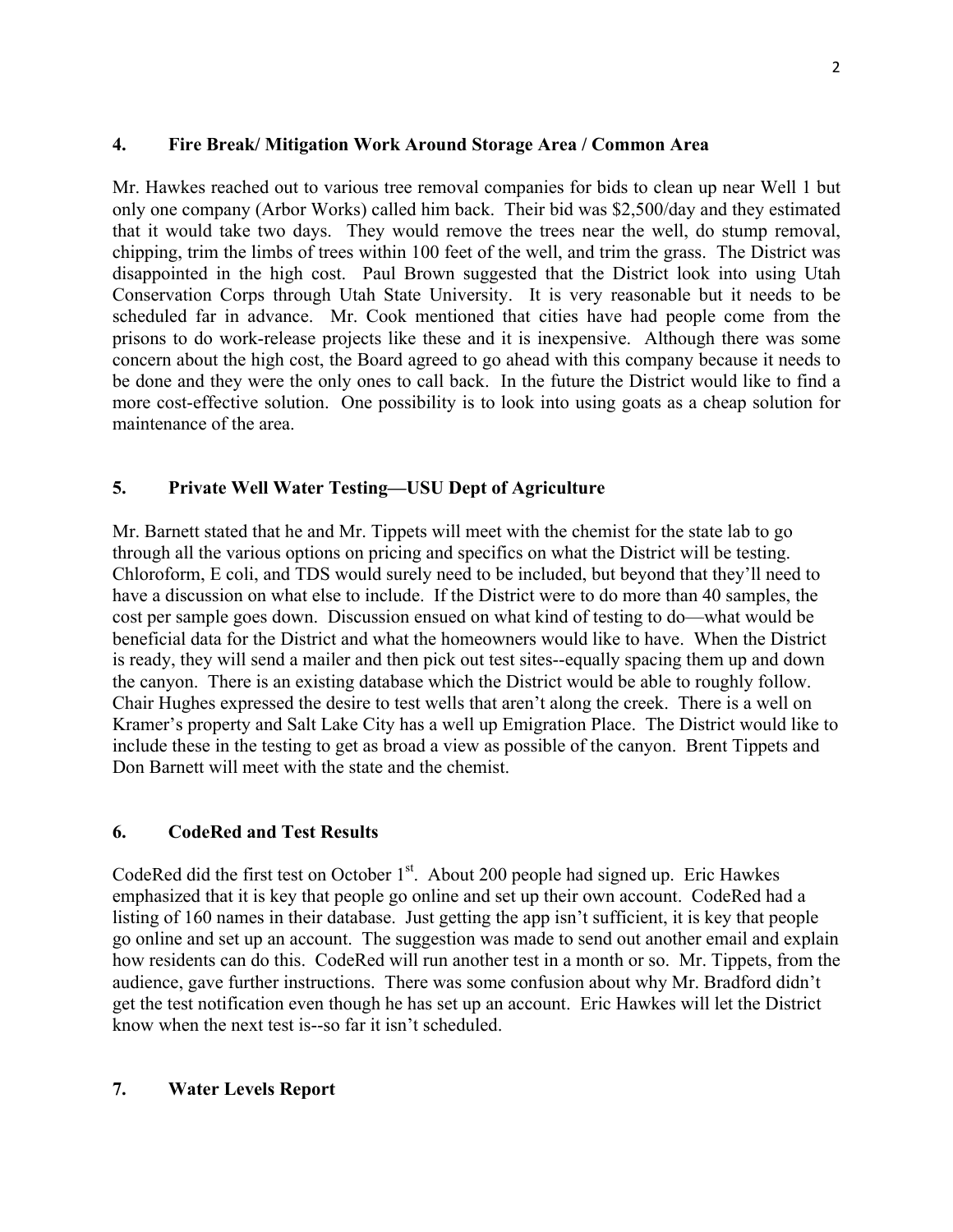### 4. Fire Break/ Mitigation Work Around Storage Area / Common Area

Mr. Hawkes reached out to various tree removal companies for bids to clean up near Well 1 but only one company (Arbor Works) called him back. Their bid was $2,500/day and they estimated that it would take two days. They would remove the trees near the well, do stump removal, chipping, trim the limbs of trees within 100 feet of the well, and trim the grass. The District was disappointed in the high cost. Paul Brown suggested that the District look into using Utah Conservation Corps through Utah State University. It is very reasonable but it needs to be scheduled far in advance. Mr. Cook mentioned that cities have had people come from the prisons to do work-release projects like these and it is inexpensive. Although there was some concern about the high cost, the Board agreed to go ahead with this company because it needs to be done and they were the only ones to call back. In the future the District would like to find a more cost-effective solution. One possibility is to look into using goats as a cheap solution for maintenance of the area.

### 5. Private Well Water Testing—USU Dept of Agriculture

Mr. Barnett stated that he and Mr. Tippets will meet with the chemist for the state lab to go through all the various options on pricing and specifics on what the District will be testing. Chloroform, E coli, and TDS would surely need to be included, but beyond that they'll need to have a discussion on what else to include. If the District were to do more than 40 samples, the cost per sample goes down. Discussion ensued on what kind of testing to do—what would be beneficial data for the District and what the homeowners would like to have. When the District is ready, they will send a mailer and then pick out test sites--equally spacing them up and down the canyon. There is an existing database which the District would be able to roughly follow. Chair Hughes expressed the desire to test wells that aren't along the creek. There is a well on Kramer's property and Salt Lake City has a well up Emigration Place. The District would like to include these in the testing to get as broad a view as possible of the canyon. Brent Tippets and Don Barnett will meet with the state and the chemist.

### 6. CodeRed and Test Results

CodeRed did the first test on October 1st. About 200 people had signed up. Eric Hawkes emphasized that it is key that people go online and set up their own account. CodeRed had a listing of 160 names in their database. Just getting the app isn't sufficient, it is key that people go online and set up an account. The suggestion was made to send out another email and explain how residents can do this. CodeRed will run another test in a month or so. Mr. Tippets, from the audience, gave further instructions. There was some confusion about why Mr. Bradford didn't get the test notification even though he has set up an account. Eric Hawkes will let the District know when the next test is--so far it isn't scheduled.

### 7. Water Levels Report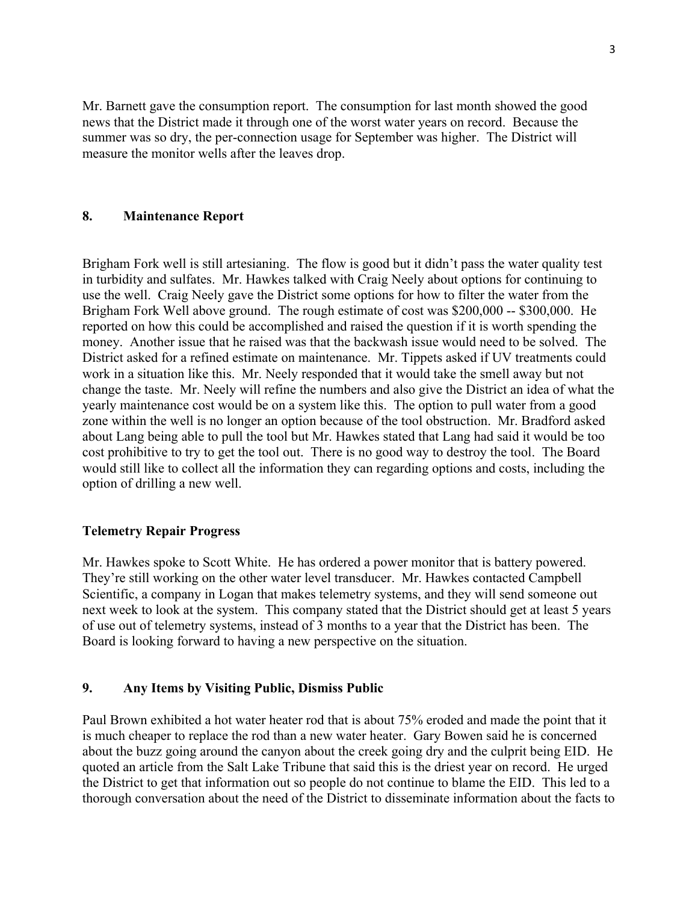Mr. Barnett gave the consumption report. The consumption for last month showed the good news that the District made it through one of the worst water years on record. Because the summer was so dry, the per-connection usage for September was higher. The District will measure the monitor wells after the leaves drop.

## 8. Maintenance Report

Brigham Fork well is still artesianing. The flow is good but it didn't pass the water quality test in turbidity and sulfates. Mr. Hawkes talked with Craig Neely about options for continuing to use the well. Craig Neely gave the District some options for how to filter the water from the Brigham Fork Well above ground. The rough estimate of cost was $200,000 -- $300,000. He reported on how this could be accomplished and raised the question if it is worth spending the money. Another issue that he raised was that the backwash issue would need to be solved. The District asked for a refined estimate on maintenance. Mr. Tippets asked if UV treatments could work in a situation like this. Mr. Neely responded that it would take the smell away but not change the taste. Mr. Neely will refine the numbers and also give the District an idea of what the yearly maintenance cost would be on a system like this. The option to pull water from a good zone within the well is no longer an option because of the tool obstruction. Mr. Bradford asked about Lang being able to pull the tool but Mr. Hawkes stated that Lang had said it would be too cost prohibitive to try to get the tool out. There is no good way to destroy the tool. The Board would still like to collect all the information they can regarding options and costs, including the option of drilling a new well.

### Telemetry Repair Progress

Mr. Hawkes spoke to Scott White. He has ordered a power monitor that is battery powered. They're still working on the other water level transducer. Mr. Hawkes contacted Campbell Scientific, a company in Logan that makes telemetry systems, and they will send someone out next week to look at the system. This company stated that the District should get at least 5 years of use out of telemetry systems, instead of 3 months to a year that the District has been. The Board is looking forward to having a new perspective on the situation.

## 9. Any Items by Visiting Public, Dismiss Public

Paul Brown exhibited a hot water heater rod that is about 75% eroded and made the point that it is much cheaper to replace the rod than a new water heater. Gary Bowen said he is concerned about the buzz going around the canyon about the creek going dry and the culprit being EID. He quoted an article from the Salt Lake Tribune that said this is the driest year on record. He urged the District to get that information out so people do not continue to blame the EID. This led to a thorough conversation about the need of the District to disseminate information about the facts to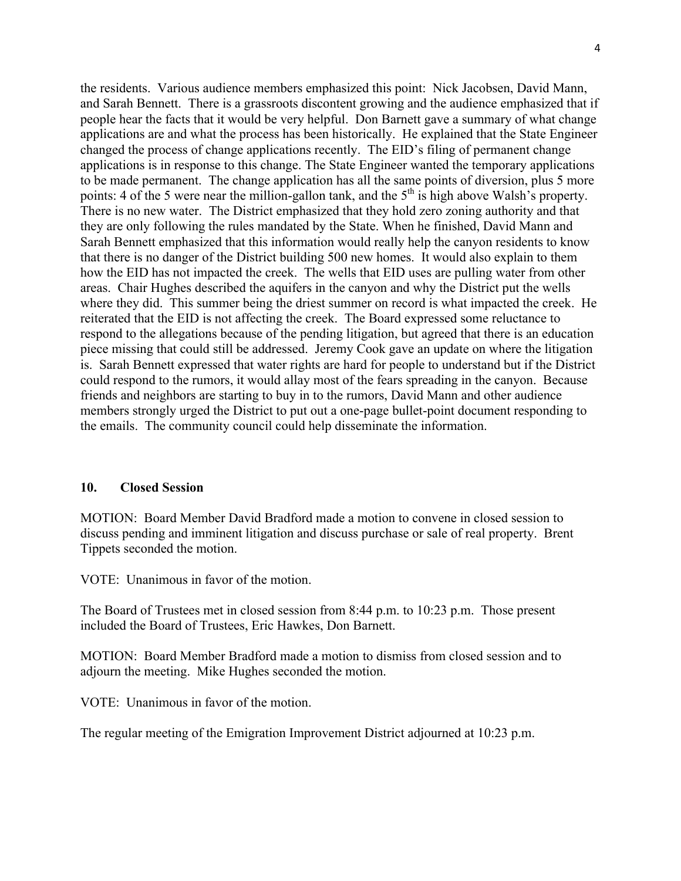the residents. Various audience members emphasized this point: Nick Jacobsen, David Mann, and Sarah Bennett. There is a grassroots discontent growing and the audience emphasized that if people hear the facts that it would be very helpful. Don Barnett gave a summary of what change applications are and what the process has been historically. He explained that the State Engineer changed the process of change applications recently. The EID's filing of permanent change applications is in response to this change. The State Engineer wanted the temporary applications to be made permanent. The change application has all the same points of diversion, plus 5 more points: 4 of the 5 were near the million-gallon tank, and the 5th is high above Walsh's property. There is no new water. The District emphasized that they hold zero zoning authority and that they are only following the rules mandated by the State. When he finished, David Mann and Sarah Bennett emphasized that this information would really help the canyon residents to know that there is no danger of the District building 500 new homes. It would also explain to them how the EID has not impacted the creek. The wells that EID uses are pulling water from other areas. Chair Hughes described the aquifers in the canyon and why the District put the wells where they did. This summer being the driest summer on record is what impacted the creek. He reiterated that the EID is not affecting the creek. The Board expressed some reluctance to respond to the allegations because of the pending litigation, but agreed that there is an education piece missing that could still be addressed. Jeremy Cook gave an update on where the litigation is. Sarah Bennett expressed that water rights are hard for people to understand but if the District could respond to the rumors, it would allay most of the fears spreading in the canyon. Because friends and neighbors are starting to buy in to the rumors, David Mann and other audience members strongly urged the District to put out a one-page bullet-point document responding to the emails. The community council could help disseminate the information.

## 10. Closed Session

MOTION: Board Member David Bradford made a motion to convene in closed session to discuss pending and imminent litigation and discuss purchase or sale of real property. Brent Tippets seconded the motion.

VOTE: Unanimous in favor of the motion.

The Board of Trustees met in closed session from 8:44 p.m. to 10:23 p.m. Those present included the Board of Trustees, Eric Hawkes, Don Barnett.

MOTION: Board Member Bradford made a motion to dismiss from closed session and to adjourn the meeting. Mike Hughes seconded the motion.

VOTE: Unanimous in favor of the motion.

The regular meeting of the Emigration Improvement District adjourned at 10:23 p.m.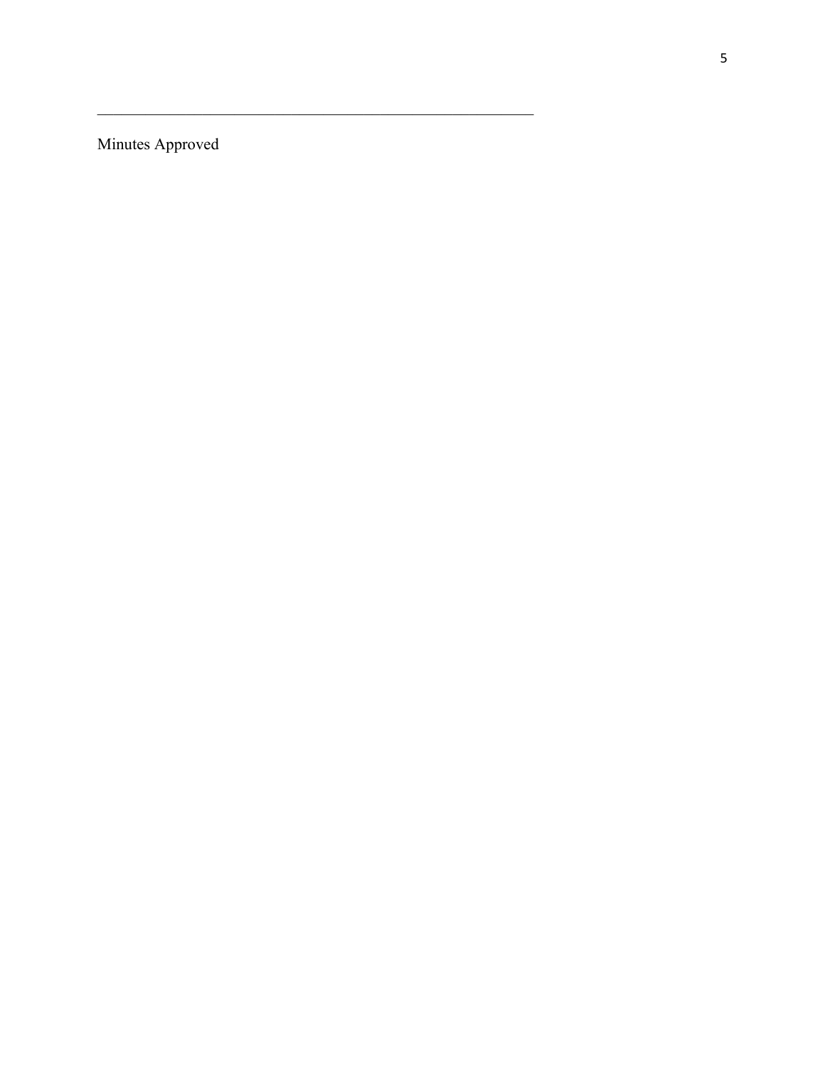\_\_\_\_\_\_\_\_\_\_\_\_\_\_\_\_\_\_\_\_\_\_\_\_\_\_\_\_\_\_\_\_\_\_\_\_\_\_\_\_\_\_\_\_\_\_\_\_\_\_\_\_\_\_\_\_

Minutes Approved